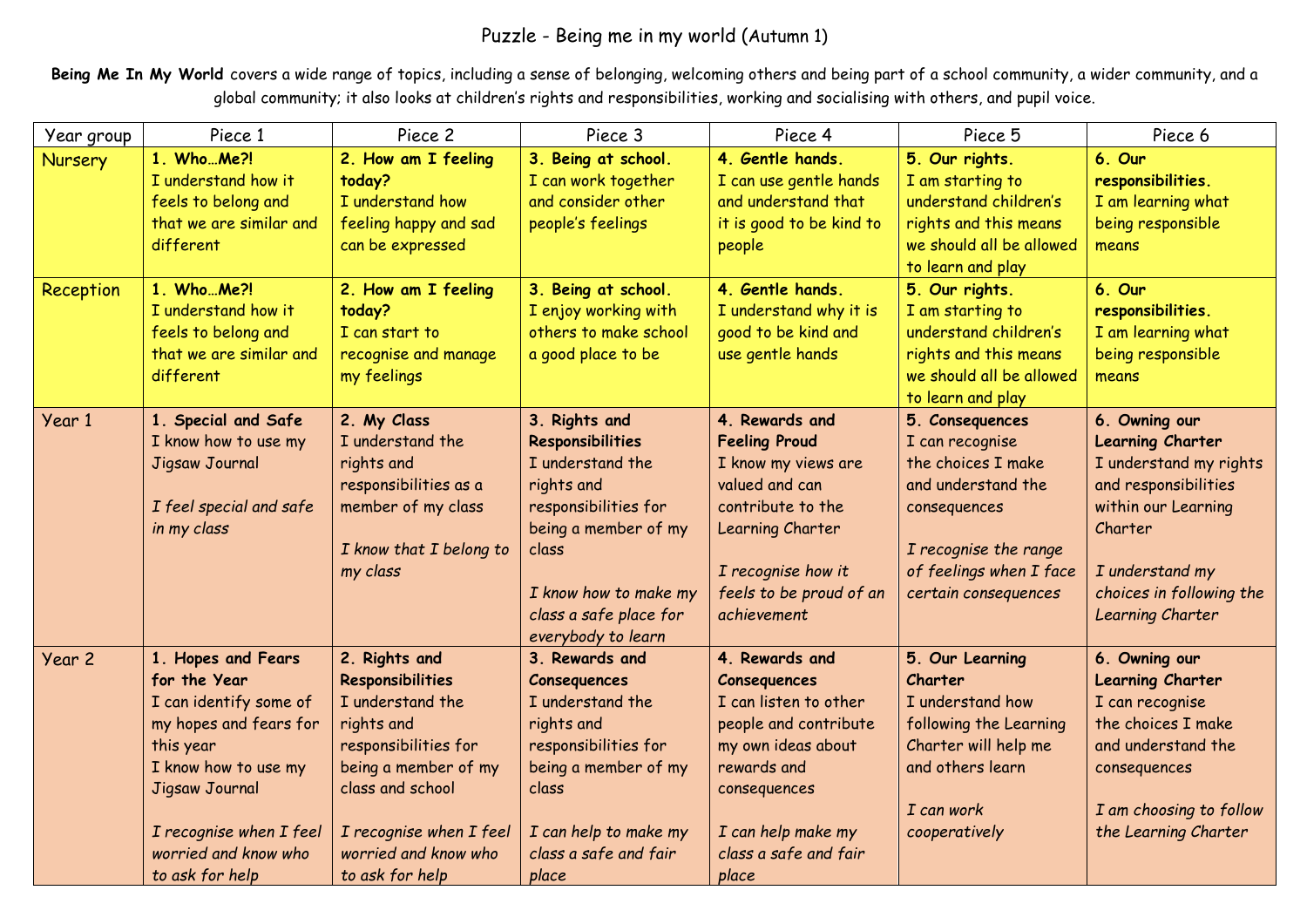# Puzzle - Being me in my world (Autumn 1)

**Being Me In My World** covers a wide range of topics, including a sense of belonging, welcoming others and being part of a school community, a wider community, and a global community; it also looks at children's rights and responsibilities, working and socialising with others, and pupil voice.

| Year group | Piece 1 | Piece 2 | Piece 3 | Piece 4 | Piece 5 | Piece 6 |
|---|---|---|---|---|---|---|
| Nursery | **1. Who…Me?!** I understand how it feels to belong and that we are similar and different | **2. How am I feeling today?** I understand how feeling happy and sad can be expressed | **3. Being at school.** I can work together and consider other people's feelings | **4. Gentle hands.** I can use gentle hands and understand that it is good to be kind to people | **5. Our rights.** I am starting to understand children's rights and this means we should all be allowed to learn and play | **6. Our responsibilities.** I am learning what being responsible means |
| Reception | **1. Who…Me?!** I understand how it feels to belong and that we are similar and different | **2. How am I feeling today?** I can start to recognise and manage my feelings | **3. Being at school.** I enjoy working with others to make school a good place to be | **4. Gentle hands.** I understand why it is good to be kind and use gentle hands | **5. Our rights.** I am starting to understand children's rights and this means we should all be allowed to learn and play | **6. Our responsibilities.** I am learning what being responsible means |
| Year 1 | **1. Special and Safe** I know how to use my Jigsaw Journal<br><br>*I feel special and safe in my class* | **2. My Class** I understand the rights and responsibilities as a member of my class<br><br>*I know that I belong to my class* | **3. Rights and Responsibilities** I understand the rights and responsibilities for being a member of my class<br><br>*I know how to make my class a safe place for everybody to learn* | **4. Rewards and Feeling Proud** I know my views are valued and can contribute to the Learning Charter<br><br>*I recognise how it feels to be proud of an achievement* | **5. Consequences** I can recognise the choices I make and understand the consequences<br><br>*I recognise the range of feelings when I face certain consequences* | **6. Owning our Learning Charter** I understand my rights and responsibilities within our Learning Charter<br><br>*I understand my choices in following the Learning Charter* |
| Year 2 | **1. Hopes and Fears for the Year** I can identify some of my hopes and fears for this year<br>I know how to use my Jigsaw Journal<br><br>*I recognise when I feel worried and know who to ask for help* | **2. Rights and Responsibilities** I understand the rights and responsibilities for being a member of my class and school<br><br>*I recognise when I feel worried and know who to ask for help* | **3. Rewards and Consequences** I understand the rights and responsibilities for being a member of my class<br><br>*I can help to make my class a safe and fair place* | **4. Rewards and Consequences** I can listen to other people and contribute my own ideas about rewards and consequences<br><br>*I can help make my class a safe and fair place* | **5. Our Learning Charter** I understand how following the Learning Charter will help me and others learn<br><br>*I can work cooperatively* | **6. Owning our Learning Charter** I can recognise the choices I make and understand the consequences<br><br>*I am choosing to follow the Learning Charter* |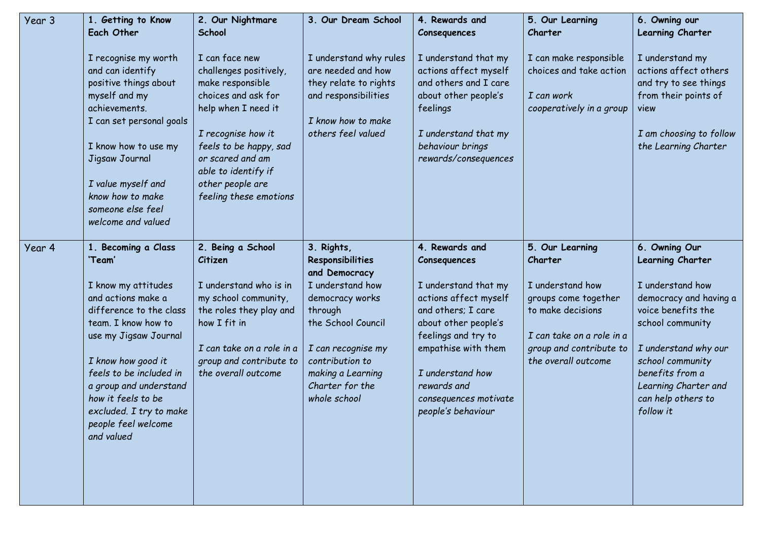| Year 3 | **1. Getting to Know Each Other**<br><br>I recognise my worth and can identify positive things about myself and my achievements.<br>I can set personal goals<br><br>I know how to use my Jigsaw Journal<br><br>*I value myself and know how to make someone else feel welcome and valued* | **2. Our Nightmare School**<br><br>I can face new challenges positively, make responsible choices and ask for help when I need it<br><br>*I recognise how it feels to be happy, sad or scared and am able to identify if other people are feeling these emotions* | **3. Our Dream School**<br><br>I understand why rules are needed and how they relate to rights and responsibilities<br><br>*I know how to make others feel valued* | **4. Rewards and Consequences**<br><br>I understand that my actions affect myself and others and I care about other people's feelings<br><br>*I understand that my behaviour brings rewards/consequences* | **5. Our Learning Charter**<br><br>I can make responsible choices and take action<br><br>*I can work cooperatively in a group* | **6. Owning our Learning Charter**<br><br>I understand my actions affect others and try to see things from their points of view<br><br>*I am choosing to follow the Learning Charter* |
|---|---|---|---|---|---|---|
| Year 4 | **1. Becoming a Class 'Team'**<br><br>I know my attitudes and actions make a difference to the class team. I know how to use my Jigsaw Journal<br><br>*I know how good it feels to be included in a group and understand how it feels to be excluded. I try to make people feel welcome and valued* | **2. Being a School Citizen**<br><br>I understand who is in my school community, the roles they play and how I fit in<br><br>*I can take on a role in a group and contribute to the overall outcome* | **3. Rights, Responsibilities and Democracy**<br>I understand how democracy works through the School Council<br><br>*I can recognise my contribution to making a Learning Charter for the whole school* | **4. Rewards and Consequences**<br><br>I understand that my actions affect myself and others; I care about other people's feelings and try to empathise with them<br><br>*I understand how rewards and consequences motivate people's behaviour* | **5. Our Learning Charter**<br><br>I understand how groups come together to make decisions<br><br>*I can take on a role in a group and contribute to the overall outcome* | **6. Owning Our Learning Charter**<br><br>I understand how democracy and having a voice benefits the school community<br><br>*I understand why our school community benefits from a Learning Charter and can help others to follow it* |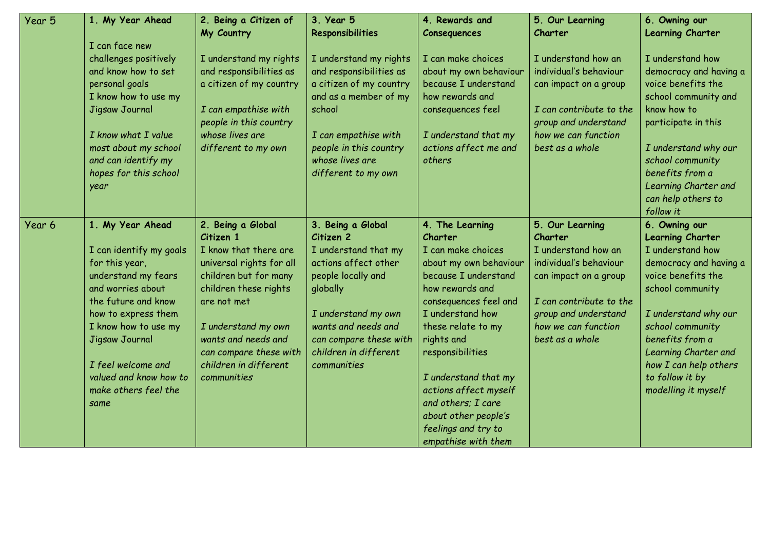| | | | | | | |
|---|---|---|---|---|---|---|
| Year 5 | **1. My Year Ahead**<br><br>I can face new challenges positively and know how to set personal goals<br>I know how to use my Jigsaw Journal<br><br>*I know what I value most about my school and can identify my hopes for this school year* | **2. Being a Citizen of My Country**<br><br>I understand my rights and responsibilities as a citizen of my country<br><br>*I can empathise with people in this country whose lives are different to my own* | **3. Year 5 Responsibilities**<br><br>I understand my rights and responsibilities as a citizen of my country and as a member of my school<br><br>*I can empathise with people in this country whose lives are different to my own* | **4. Rewards and Consequences**<br><br>I can make choices about my own behaviour because I understand how rewards and consequences feel<br><br>*I understand that my actions affect me and others* | **5. Our Learning Charter**<br><br>I understand how an individual's behaviour can impact on a group<br><br>*I can contribute to the group and understand how we can function best as a whole* | **6. Owning our Learning Charter**<br><br>I understand how democracy and having a voice benefits the school community and know how to participate in this<br><br>*I understand why our school community benefits from a Learning Charter and can help others to follow it* |
| Year 6 | **1. My Year Ahead**<br><br>I can identify my goals for this year, understand my fears and worries about the future and know how to express them<br>I know how to use my Jigsaw Journal<br><br>*I feel welcome and valued and know how to make others feel the same* | **2. Being a Global Citizen 1**<br>I know that there are universal rights for all children but for many children these rights are not met<br><br>*I understand my own wants and needs and can compare these with children in different communities* | **3. Being a Global Citizen 2**<br>I understand that my actions affect other people locally and globally<br><br>*I understand my own wants and needs and can compare these with children in different communities* | **4. The Learning Charter**<br>I can make choices about my own behaviour because I understand how rewards and consequences feel and I understand how these relate to my rights and responsibilities<br><br>*I understand that my actions affect myself and others; I care about other people's feelings and try to empathise with them* | **5. Our Learning Charter**<br>I understand how an individual's behaviour can impact on a group<br><br>*I can contribute to the group and understand how we can function best as a whole* | **6. Owning our Learning Charter**<br>I understand how democracy and having a voice benefits the school community<br><br>*I understand why our school community benefits from a Learning Charter and how I can help others to follow it by modelling it myself* |